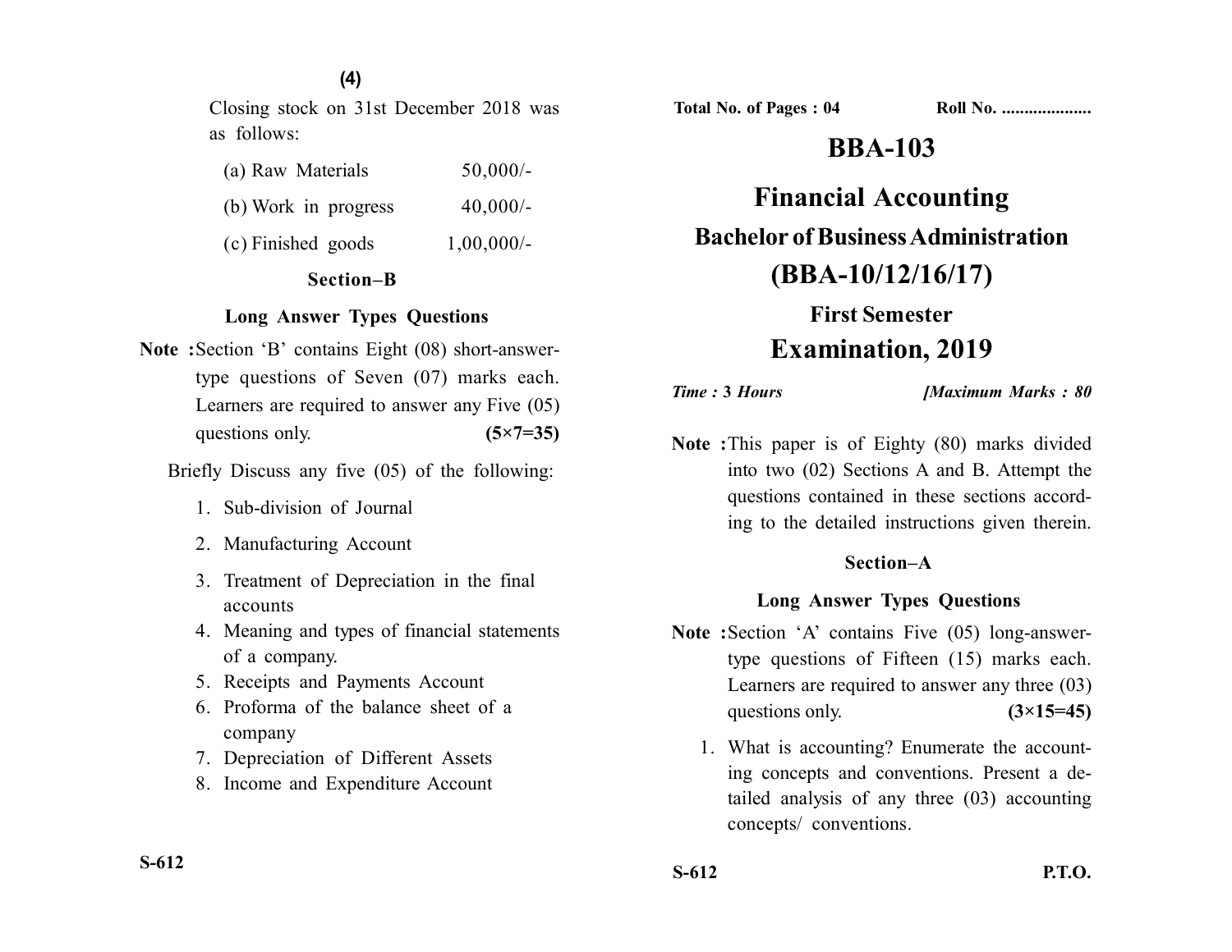Closing stock on 31st December 2018 was as follows:

| | |
|---|---|
| (a) Raw Materials | 50,000/- |
| (b) Work in progress | 40,000/- |
| (c) Finished goods | 1,00,000/- |

### Section–B

#### Long Answer Types Questions

**Note :** Section 'B' contains Eight (08) short-answer-type questions of Seven (07) marks each. Learners are required to answer any Five (05) questions only. **(5×7=35)**

Briefly Discuss any five (05) of the following:

1. Sub-division of Journal
2. Manufacturing Account
3. Treatment of Depreciation in the final accounts
4. Meaning and types of financial statements of a company.
5. Receipts and Payments Account
6. Proforma of the balance sheet of a company
7. Depreciation of Different Assets
8. Income and Expenditure Account

Total No. of Pages : 04 Roll No. ...................

# BBA-103

# Financial Accounting

## Bachelor of Business Administration

## (BBA-10/12/16/17)

### First Semester

## Examination, 2019

*Time :* **3** *Hours* ***[Maximum Marks : 80***

**Note :** This paper is of Eighty (80) marks divided into two (02) Sections A and B. Attempt the questions contained in these sections according to the detailed instructions given therein.

### Section–A

#### Long Answer Types Questions

**Note :** Section 'A' contains Five (05) long-answer-type questions of Fifteen (15) marks each. Learners are required to answer any three (03) questions only. **(3×15=45)**

1. What is accounting? Enumerate the accounting concepts and conventions. Present a detailed analysis of any three (03) accounting concepts/ conventions.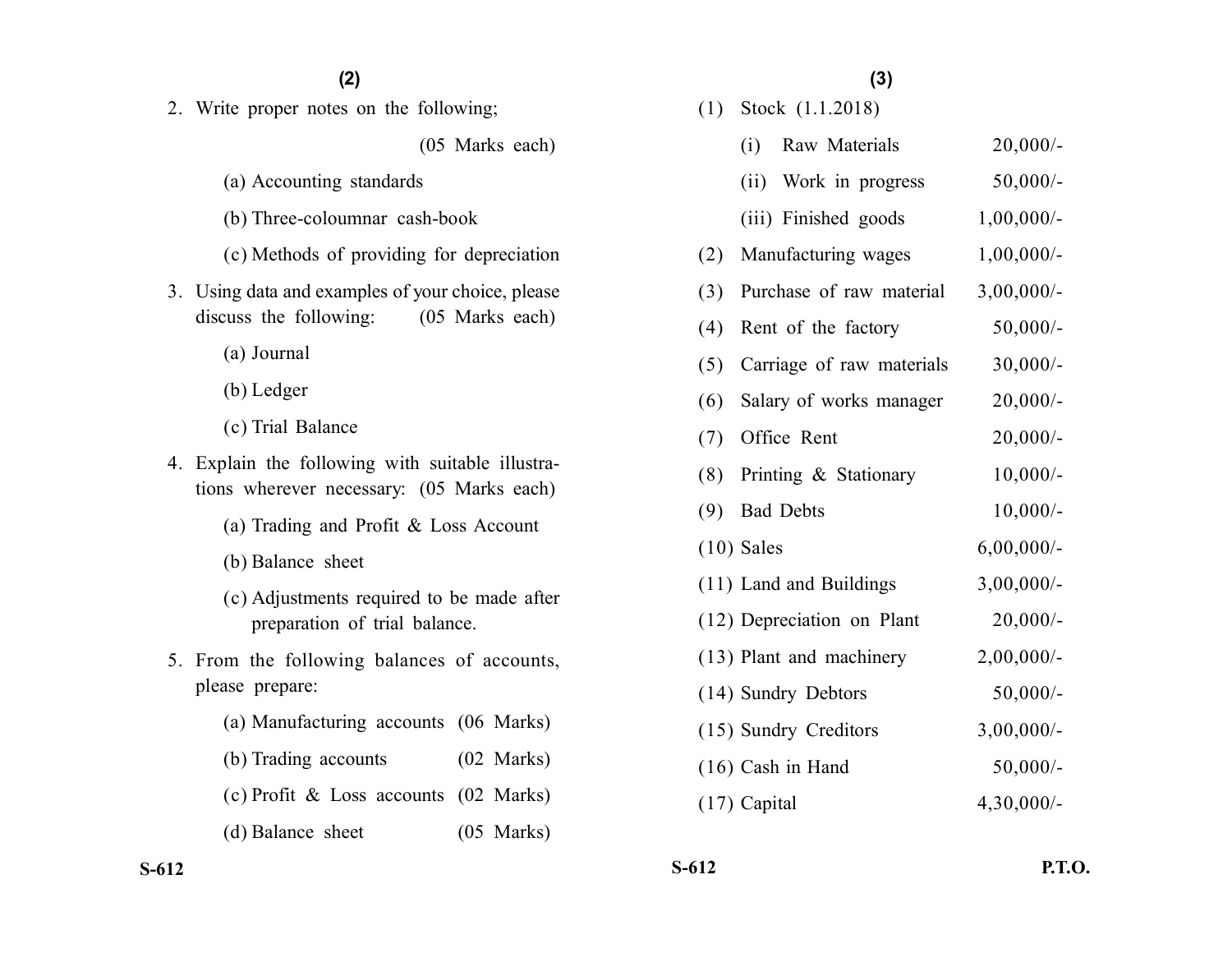2. Write proper notes on the following; (05 Marks each)

   (a) Accounting standards

   (b) Three-coloumnar cash-book

   (c) Methods of providing for depreciation

3. Using data and examples of your choice, please discuss the following: (05 Marks each)

   (a) Journal

   (b) Ledger

   (c) Trial Balance

4. Explain the following with suitable illustrations wherever necessary: (05 Marks each)

   (a) Trading and Profit & Loss Account

   (b) Balance sheet

   (c) Adjustments required to be made after preparation of trial balance.

5. From the following balances of accounts, please prepare:

   (a) Manufacturing accounts (06 Marks)

   (b) Trading accounts (02 Marks)

   (c) Profit & Loss accounts (02 Marks)

   (d) Balance sheet (05 Marks)

| | | |
|---|---|---|
| (1) | Stock (1.1.2018) | |
| | (i) Raw Materials | 20,000/- |
| | (ii) Work in progress | 50,000/- |
| | (iii) Finished goods | 1,00,000/- |
| (2) | Manufacturing wages | 1,00,000/- |
| (3) | Purchase of raw material | 3,00,000/- |
| (4) | Rent of the factory | 50,000/- |
| (5) | Carriage of raw materials | 30,000/- |
| (6) | Salary of works manager | 20,000/- |
| (7) | Office Rent | 20,000/- |
| (8) | Printing & Stationary | 10,000/- |
| (9) | Bad Debts | 10,000/- |
| (10) | Sales | 6,00,000/- |
| (11) | Land and Buildings | 3,00,000/- |
| (12) | Depreciation on Plant | 20,000/- |
| (13) | Plant and machinery | 2,00,000/- |
| (14) | Sundry Debtors | 50,000/- |
| (15) | Sundry Creditors | 3,00,000/- |
| (16) | Cash in Hand | 50,000/- |
| (17) | Capital | 4,30,000/- |